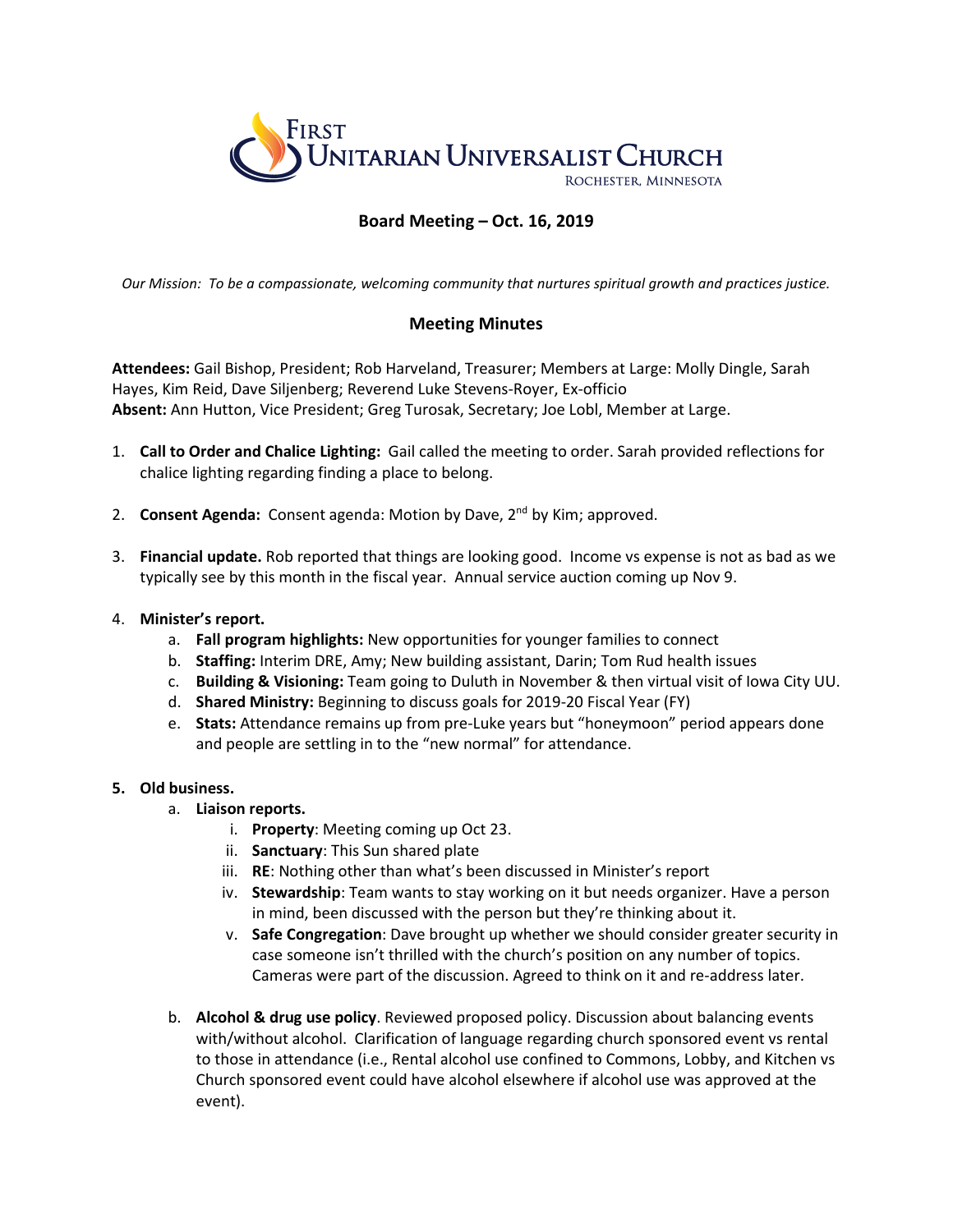# First Unitarian Universalist Church

Rochester, Minnesota

## Board Meeting – Oct. 16, 2019

*Our Mission: To be a compassionate, welcoming community that nurtures spiritual growth and practices justice.*

### Meeting Minutes

**Attendees:** Gail Bishop, President; Rob Harveland, Treasurer; Members at Large: Molly Dingle, Sarah Hayes, Kim Reid, Dave Siljenberg; Reverend Luke Stevens-Royer, Ex-officio
**Absent:** Ann Hutton, Vice President; Greg Turosak, Secretary; Joe Lobl, Member at Large.

1. **Call to Order and Chalice Lighting:** Gail called the meeting to order. Sarah provided reflections for chalice lighting regarding finding a place to belong.

2. **Consent Agenda:** Consent agenda: Motion by Dave, 2nd by Kim; approved.

3. **Financial update.** Rob reported that things are looking good. Income vs expense is not as bad as we typically see by this month in the fiscal year. Annual service auction coming up Nov 9.

4. **Minister's report.**
   a. **Fall program highlights:** New opportunities for younger families to connect
   b. **Staffing:** Interim DRE, Amy; New building assistant, Darin; Tom Rud health issues
   c. **Building & Visioning:** Team going to Duluth in November & then virtual visit of Iowa City UU.
   d. **Shared Ministry:** Beginning to discuss goals for 2019-20 Fiscal Year (FY)
   e. **Stats:** Attendance remains up from pre-Luke years but "honeymoon" period appears done and people are settling in to the "new normal" for attendance.

5. **Old business.**
   a. **Liaison reports.**
      i. **Property**: Meeting coming up Oct 23.
      ii. **Sanctuary**: This Sun shared plate
      iii. **RE**: Nothing other than what's been discussed in Minister's report
      iv. **Stewardship**: Team wants to stay working on it but needs organizer. Have a person in mind, been discussed with the person but they're thinking about it.
      v. **Safe Congregation**: Dave brought up whether we should consider greater security in case someone isn't thrilled with the church's position on any number of topics. Cameras were part of the discussion. Agreed to think on it and re-address later.

   b. **Alcohol & drug use policy**. Reviewed proposed policy. Discussion about balancing events with/without alcohol. Clarification of language regarding church sponsored event vs rental to those in attendance (i.e., Rental alcohol use confined to Commons, Lobby, and Kitchen vs Church sponsored event could have alcohol elsewhere if alcohol use was approved at the event).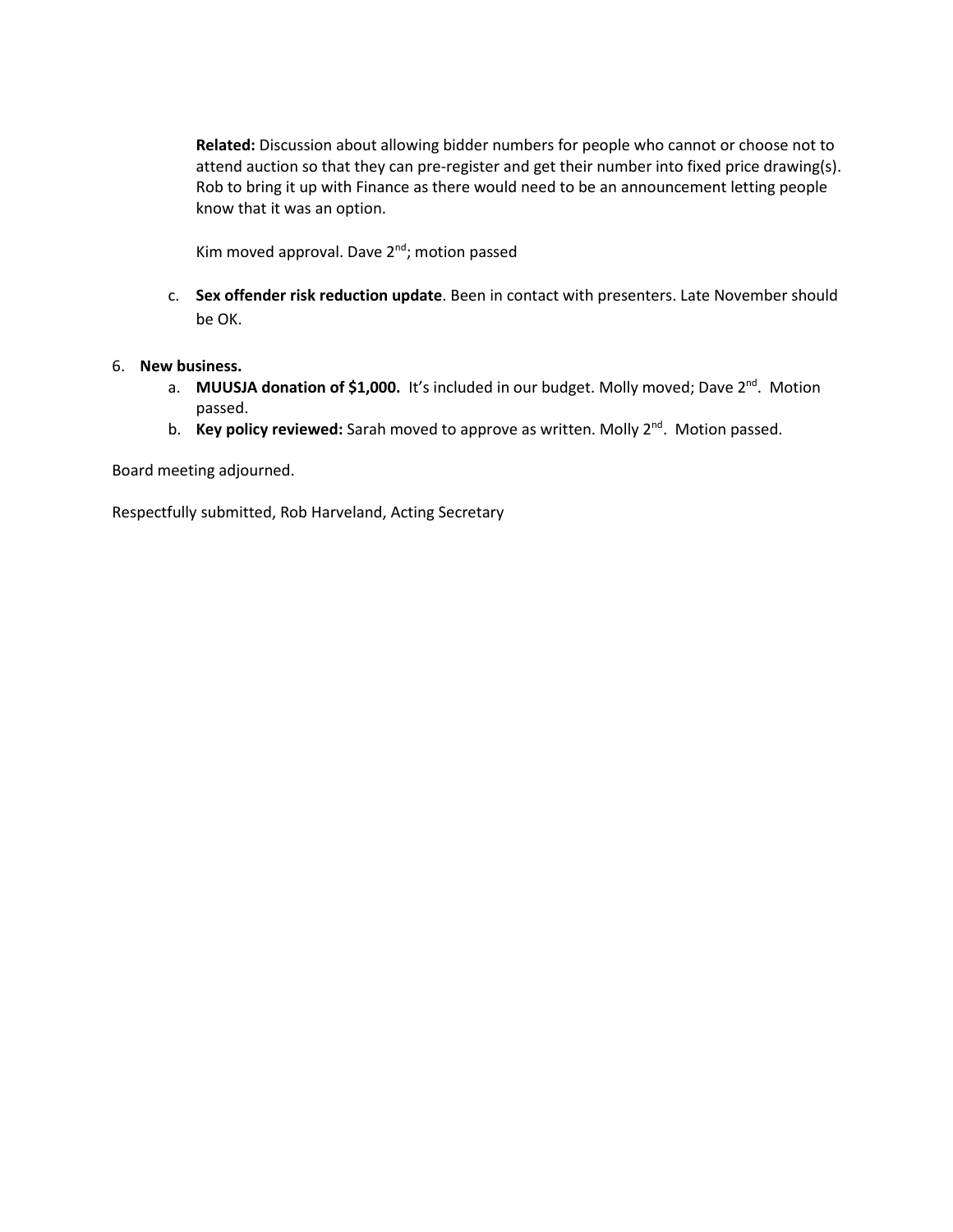**Related:** Discussion about allowing bidder numbers for people who cannot or choose not to attend auction so that they can pre-register and get their number into fixed price drawing(s). Rob to bring it up with Finance as there would need to be an announcement letting people know that it was an option.

Kim moved approval. Dave 2nd; motion passed

c. **Sex offender risk reduction update**. Been in contact with presenters. Late November should be OK.

6. **New business.**
   a. **MUUSJA donation of $1,000.** It's included in our budget. Molly moved; Dave 2nd. Motion passed.
   b. **Key policy reviewed:** Sarah moved to approve as written. Molly 2nd. Motion passed.

Board meeting adjourned.

Respectfully submitted, Rob Harveland, Acting Secretary